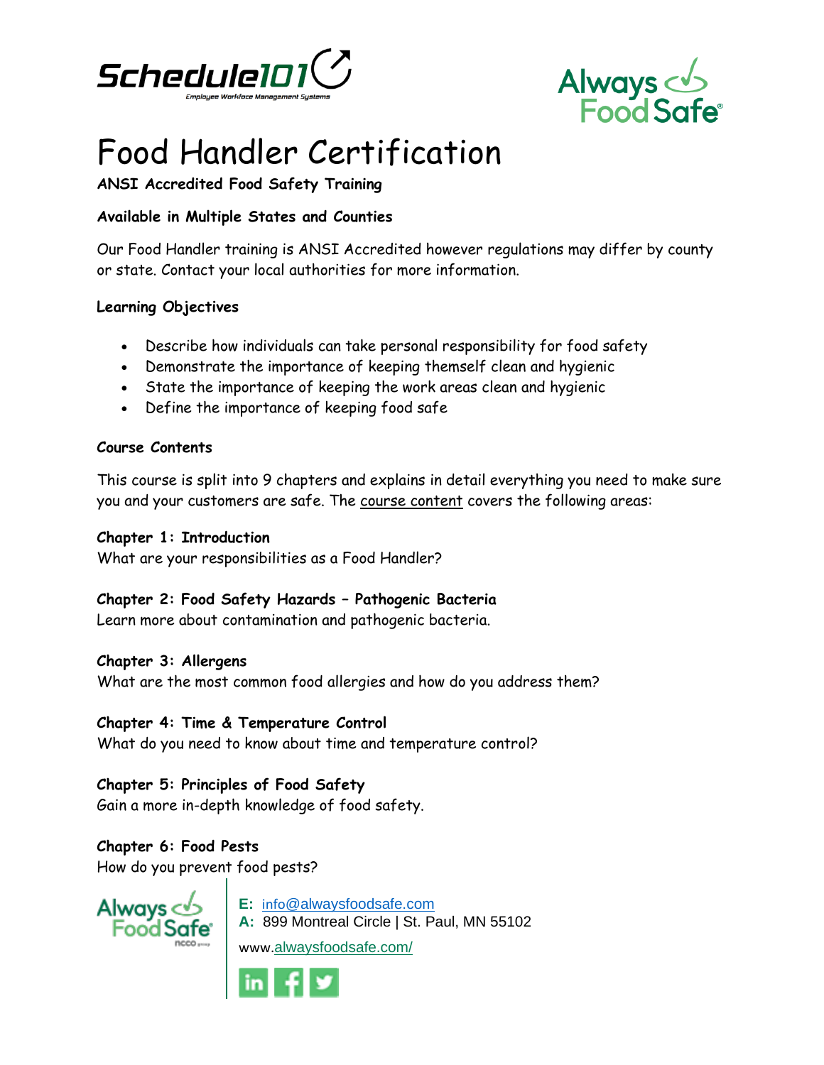# Food Handler Certification

**ANSI Accredited Food Safety Training**

**Available in Multiple States and Counties**

Our Food Handler training is ANSI Accredited however regulations may differ by county or state. Contact your local authorities for more information.

**Learning Objectives**

- Describe how individuals can take personal responsibility for food safety
- Demonstrate the importance of keeping themself clean and hygienic
- State the importance of keeping the work areas clean and hygienic
- Define the importance of keeping food safe

**Course Contents**

This course is split into 9 chapters and explains in detail everything you need to make sure you and your customers are safe. The course content covers the following areas:

**Chapter 1: Introduction**
What are your responsibilities as a Food Handler?

**Chapter 2: Food Safety Hazards – Pathogenic Bacteria**
Learn more about contamination and pathogenic bacteria.

**Chapter 3: Allergens**
What are the most common food allergies and how do you address them?

**Chapter 4: Time & Temperature Control**
What do you need to know about time and temperature control?

**Chapter 5: Principles of Food Safety**
Gain a more in-depth knowledge of food safety.

**Chapter 6: Food Pests**
How do you prevent food pests?

**E:** info@alwaysfoodsafe.com
**A:** 899 Montreal Circle | St. Paul, MN 55102
www.alwaysfoodsafe.com/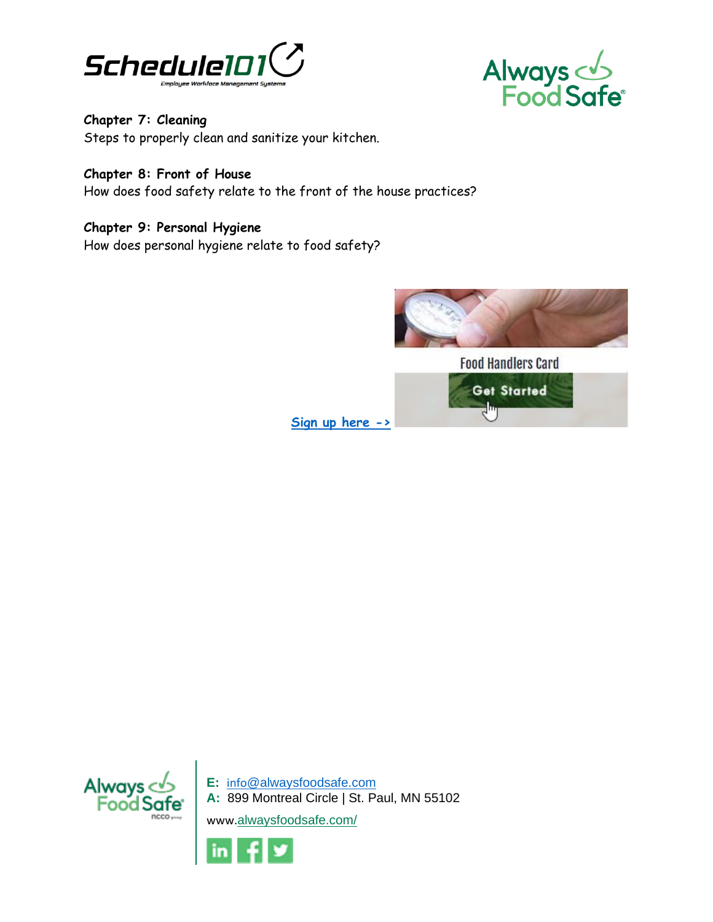**Chapter 7: Cleaning**
Steps to properly clean and sanitize your kitchen.

**Chapter 8: Front of House**
How does food safety relate to the front of the house practices?

**Chapter 9: Personal Hygiene**
How does personal hygiene relate to food safety?

Food Handlers Card

Get Started

**Sign up here ->**

**E:** info@alwaysfoodsafe.com
**A:** 899 Montreal Circle | St. Paul, MN 55102
www.alwaysfoodsafe.com/